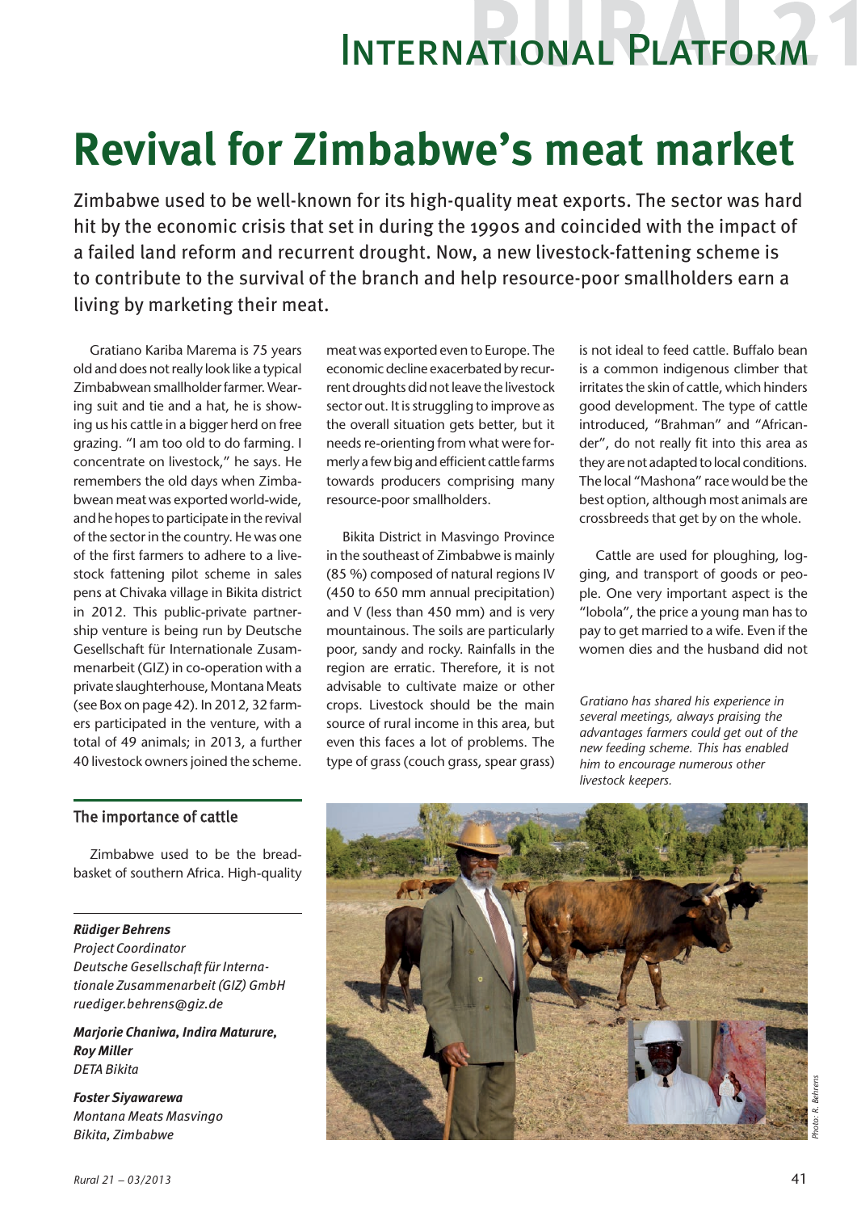# Revival for Zimbabwe's meat market

Zimbabwe used to be well-known for its high-quality meat exports. The sector was hard hit by the economic crisis that set in during the 1990s and coincided with the impact of a failed land reform and recurrent drought. Now, a new livestock-fattening scheme is to contribute to the survival of the branch and help resource-poor smallholders earn a living by marketing their meat.

Gratiano Kariba Marema is 75 years old and does not really look like a typical Zimbabwean smallholder farmer. Wearing suit and tie and a hat, he is showing us his cattle in a bigger herd on free grazing. "I am too old to do farming. I concentrate on livestock," he says. He remembers the old days when Zimbabwean meat was exported world-wide, and he hopes to participate in the revival of the sector in the country. He was one of the first farmers to adhere to a livestock fattening pilot scheme in sales pens at Chivaka village in Bikita district in 2012. This public-private partnership venture is being run by Deutsche Gesellschaft für Internationale Zusammenarbeit (GIZ) in co-operation with a private slaughterhouse, Montana Meats (see Box on page 42). In 2012, 32 farmers participated in the venture, with a total of 49 animals; in 2013, a further 40 livestock owners joined the scheme.

## The importance of cattle

Zimbabwe used to be the breadbasket of southern Africa. High-quality meat was exported even to Europe. The economic decline exacerbated by recurrent droughts did not leave the livestock sector out. It is struggling to improve as the overall situation gets better, but it needs re-orienting from what were formerly a few big and efficient cattle farms towards producers comprising many resource-poor smallholders.

Bikita District in Masvingo Province in the southeast of Zimbabwe is mainly (85 %) composed of natural regions IV (450 to 650 mm annual precipitation) and V (less than 450 mm) and is very mountainous. The soils are particularly poor, sandy and rocky. Rainfalls in the region are erratic. Therefore, it is not advisable to cultivate maize or other crops. Livestock should be the main source of rural income in this area, but even this faces a lot of problems. The type of grass (couch grass, spear grass) is not ideal to feed cattle. Buffalo bean is a common indigenous climber that irritates the skin of cattle, which hinders good development. The type of cattle introduced, "Brahman" and "Africander", do not really fit into this area as they are not adapted to local conditions. The local "Mashona" race would be the best option, although most animals are crossbreeds that get by on the whole.

Cattle are used for ploughing, logging, and transport of goods or people. One very important aspect is the "lobola", the price a young man has to pay to get married to a wife. Even if the women dies and the husband did not

*Gratiano has shared his experience in several meetings, always praising the advantages farmers could get out of the new feeding scheme. This has enabled him to encourage numerous other livestock keepers.*

*Photo: R. Behrens*

---

***Rüdiger Behrens***
*Project Coordinator*
*Deutsche Gesellschaft für Internationale Zusammenarbeit (GIZ) GmbH*
*ruediger.behrens@giz.de*

***Marjorie Chaniwa, Indira Maturure, Roy Miller***
*DETA Bikita*

***Foster Siyawarewa***
*Montana Meats Masvingo*
*Bikita, Zimbabwe*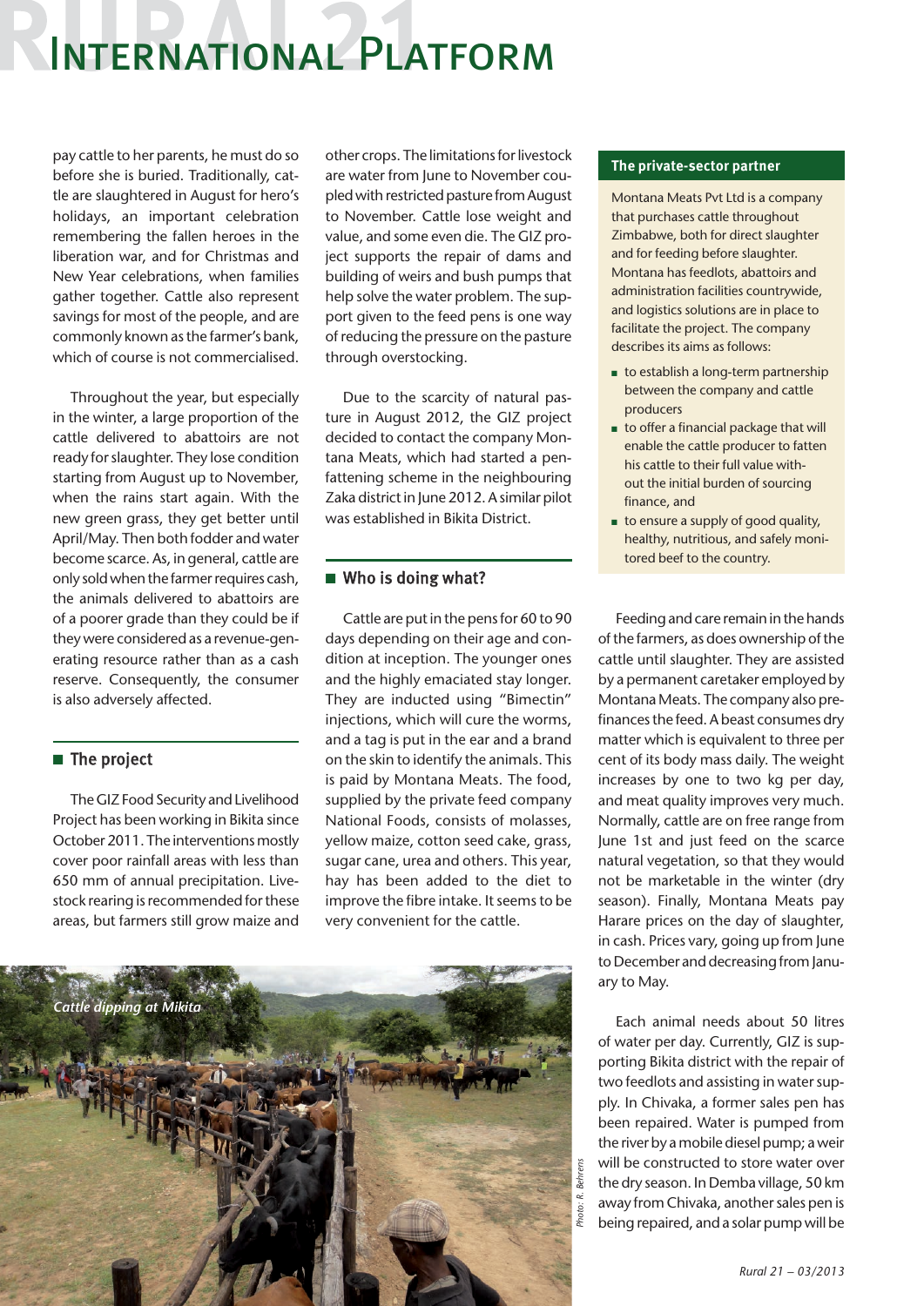pay cattle to her parents, he must do so before she is buried. Traditionally, cattle are slaughtered in August for hero's holidays, an important celebration remembering the fallen heroes in the liberation war, and for Christmas and New Year celebrations, when families gather together. Cattle also represent savings for most of the people, and are commonly known as the farmer's bank, which of course is not commercialised.

Throughout the year, but especially in the winter, a large proportion of the cattle delivered to abattoirs are not ready for slaughter. They lose condition starting from August up to November, when the rains start again. With the new green grass, they get better until April/May. Then both fodder and water become scarce. As, in general, cattle are only sold when the farmer requires cash, the animals delivered to abattoirs are of a poorer grade than they could be if they were considered as a revenue-generating resource rather than as a cash reserve. Consequently, the consumer is also adversely affected.

## The project

The GIZ Food Security and Livelihood Project has been working in Bikita since October 2011. The interventions mostly cover poor rainfall areas with less than 650 mm of annual precipitation. Livestock rearing is recommended for these areas, but farmers still grow maize and other crops. The limitations for livestock are water from June to November coupled with restricted pasture from August to November. Cattle lose weight and value, and some even die. The GIZ project supports the repair of dams and building of weirs and bush pumps that help solve the water problem. The support given to the feed pens is one way of reducing the pressure on the pasture through overstocking.

Due to the scarcity of natural pasture in August 2012, the GIZ project decided to contact the company Montana Meats, which had started a pen-fattening scheme in the neighbouring Zaka district in June 2012. A similar pilot was established in Bikita District.

## Who is doing what?

Cattle are put in the pens for 60 to 90 days depending on their age and condition at inception. The younger ones and the highly emaciated stay longer. They are inducted using "Bimectin" injections, which will cure the worms, and a tag is put in the ear and a brand on the skin to identify the animals. This is paid by Montana Meats. The food, supplied by the private feed company National Foods, consists of molasses, yellow maize, cotton seed cake, grass, sugar cane, urea and others. This year, hay has been added to the diet to improve the fibre intake. It seems to be very convenient for the cattle.

*Cattle dipping at Mikita*

*Photo: R. Behrens*

### The private-sector partner

Montana Meats Pvt Ltd is a company that purchases cattle throughout Zimbabwe, both for direct slaughter and for feeding before slaughter. Montana has feedlots, abattoirs and administration facilities countrywide, and logistics solutions are in place to facilitate the project. The company describes its aims as follows:

- to establish a long-term partnership between the company and cattle producers
- to offer a financial package that will enable the cattle producer to fatten his cattle to their full value without the initial burden of sourcing finance, and
- to ensure a supply of good quality, healthy, nutritious, and safely monitored beef to the country.

Feeding and care remain in the hands of the farmers, as does ownership of the cattle until slaughter. They are assisted by a permanent caretaker employed by Montana Meats. The company also prefinances the feed. A beast consumes dry matter which is equivalent to three per cent of its body mass daily. The weight increases by one to two kg per day, and meat quality improves very much. Normally, cattle are on free range from June 1st and just feed on the scarce natural vegetation, so that they would not be marketable in the winter (dry season). Finally, Montana Meats pay Harare prices on the day of slaughter, in cash. Prices vary, going up from June to December and decreasing from January to May.

Each animal needs about 50 litres of water per day. Currently, GIZ is supporting Bikita district with the repair of two feedlots and assisting in water supply. In Chivaka, a former sales pen has been repaired. Water is pumped from the river by a mobile diesel pump; a weir will be constructed to store water over the dry season. In Demba village, 50 km away from Chivaka, another sales pen is being repaired, and a solar pump will be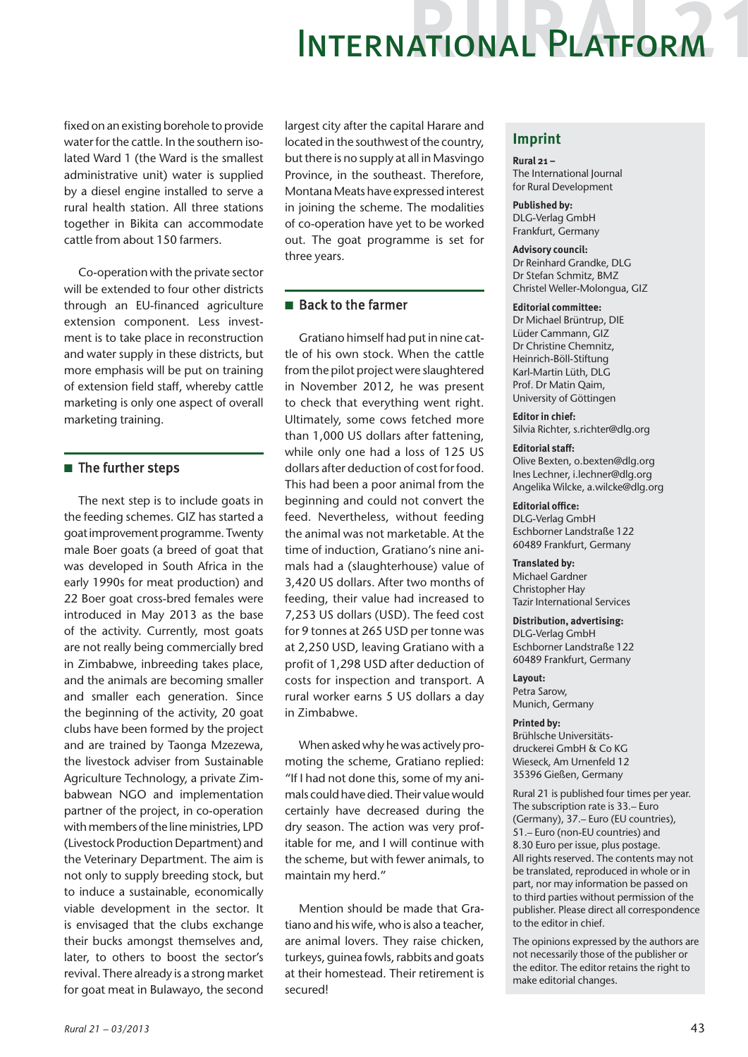fixed on an existing borehole to provide water for the cattle. In the southern isolated Ward 1 (the Ward is the smallest administrative unit) water is supplied by a diesel engine installed to serve a rural health station. All three stations together in Bikita can accommodate cattle from about 150 farmers.

Co-operation with the private sector will be extended to four other districts through an EU-financed agriculture extension component. Less investment is to take place in reconstruction and water supply in these districts, but more emphasis will be put on training of extension field staff, whereby cattle marketing is only one aspect of overall marketing training.

## The further steps

The next step is to include goats in the feeding schemes. GIZ has started a goat improvement programme. Twenty male Boer goats (a breed of goat that was developed in South Africa in the early 1990s for meat production) and 22 Boer goat cross-bred females were introduced in May 2013 as the base of the activity. Currently, most goats are not really being commercially bred in Zimbabwe, inbreeding takes place, and the animals are becoming smaller and smaller each generation. Since the beginning of the activity, 20 goat clubs have been formed by the project and are trained by Taonga Mzezewa, the livestock adviser from Sustainable Agriculture Technology, a private Zimbabwean NGO and implementation partner of the project, in co-operation with members of the line ministries, LPD (Livestock Production Department) and the Veterinary Department. The aim is not only to supply breeding stock, but to induce a sustainable, economically viable development in the sector. It is envisaged that the clubs exchange their bucks amongst themselves and, later, to others to boost the sector's revival. There already is a strong market for goat meat in Bulawayo, the second largest city after the capital Harare and located in the southwest of the country, but there is no supply at all in Masvingo Province, in the southeast. Therefore, Montana Meats have expressed interest in joining the scheme. The modalities of co-operation have yet to be worked out. The goat programme is set for three years.

## Back to the farmer

Gratiano himself had put in nine cattle of his own stock. When the cattle from the pilot project were slaughtered in November 2012, he was present to check that everything went right. Ultimately, some cows fetched more than 1,000 US dollars after fattening, while only one had a loss of 125 US dollars after deduction of cost for food. This had been a poor animal from the beginning and could not convert the feed. Nevertheless, without feeding the animal was not marketable. At the time of induction, Gratiano's nine animals had a (slaughterhouse) value of 3,420 US dollars. After two months of feeding, their value had increased to 7,253 US dollars (USD). The feed cost for 9 tonnes at 265 USD per tonne was at 2,250 USD, leaving Gratiano with a profit of 1,298 USD after deduction of costs for inspection and transport. A rural worker earns 5 US dollars a day in Zimbabwe.

When asked why he was actively promoting the scheme, Gratiano replied: "If I had not done this, some of my animals could have died. Their value would certainly have decreased during the dry season. The action was very profitable for me, and I will continue with the scheme, but with fewer animals, to maintain my herd."

Mention should be made that Gratiano and his wife, who is also a teacher, are animal lovers. They raise chicken, turkeys, guinea fowls, rabbits and goats at their homestead. Their retirement is secured!

## Imprint

**Rural 21 –**
The International Journal for Rural Development

**Published by:**
DLG-Verlag GmbH
Frankfurt, Germany

**Advisory council:**
Dr Reinhard Grandke, DLG
Dr Stefan Schmitz, BMZ
Christel Weller-Molongua, GIZ

**Editorial committee:**
Dr Michael Brüntrup, DIE
Lüder Cammann, GIZ
Dr Christine Chemnitz, Heinrich-Böll-Stiftung
Karl-Martin Lüth, DLG
Prof. Dr Matin Qaim, University of Göttingen

**Editor in chief:**
Silvia Richter, s.richter@dlg.org

**Editorial staff:**
Olive Bexten, o.bexten@dlg.org
Ines Lechner, i.lechner@dlg.org
Angelika Wilcke, a.wilcke@dlg.org

**Editorial office:**
DLG-Verlag GmbH
Eschborner Landstraße 122
60489 Frankfurt, Germany

**Translated by:**
Michael Gardner
Christopher Hay
Tazir International Services

**Distribution, advertising:**
DLG-Verlag GmbH
Eschborner Landstraße 122
60489 Frankfurt, Germany

**Layout:**
Petra Sarow,
Munich, Germany

**Printed by:**
Brühlsche Universitäts-druckerei GmbH & Co KG
Wieseck, Am Urnenfeld 12
35396 Gießen, Germany

Rural 21 is published four times per year. The subscription rate is 33.– Euro (Germany), 37.– Euro (EU countries), 51.– Euro (non-EU countries) and 8.30 Euro per issue, plus postage. All rights reserved. The contents may not be translated, reproduced in whole or in part, nor may information be passed on to third parties without permission of the publisher. Please direct all correspondence to the editor in chief.

The opinions expressed by the authors are not necessarily those of the publisher or the editor. The editor retains the right to make editorial changes.